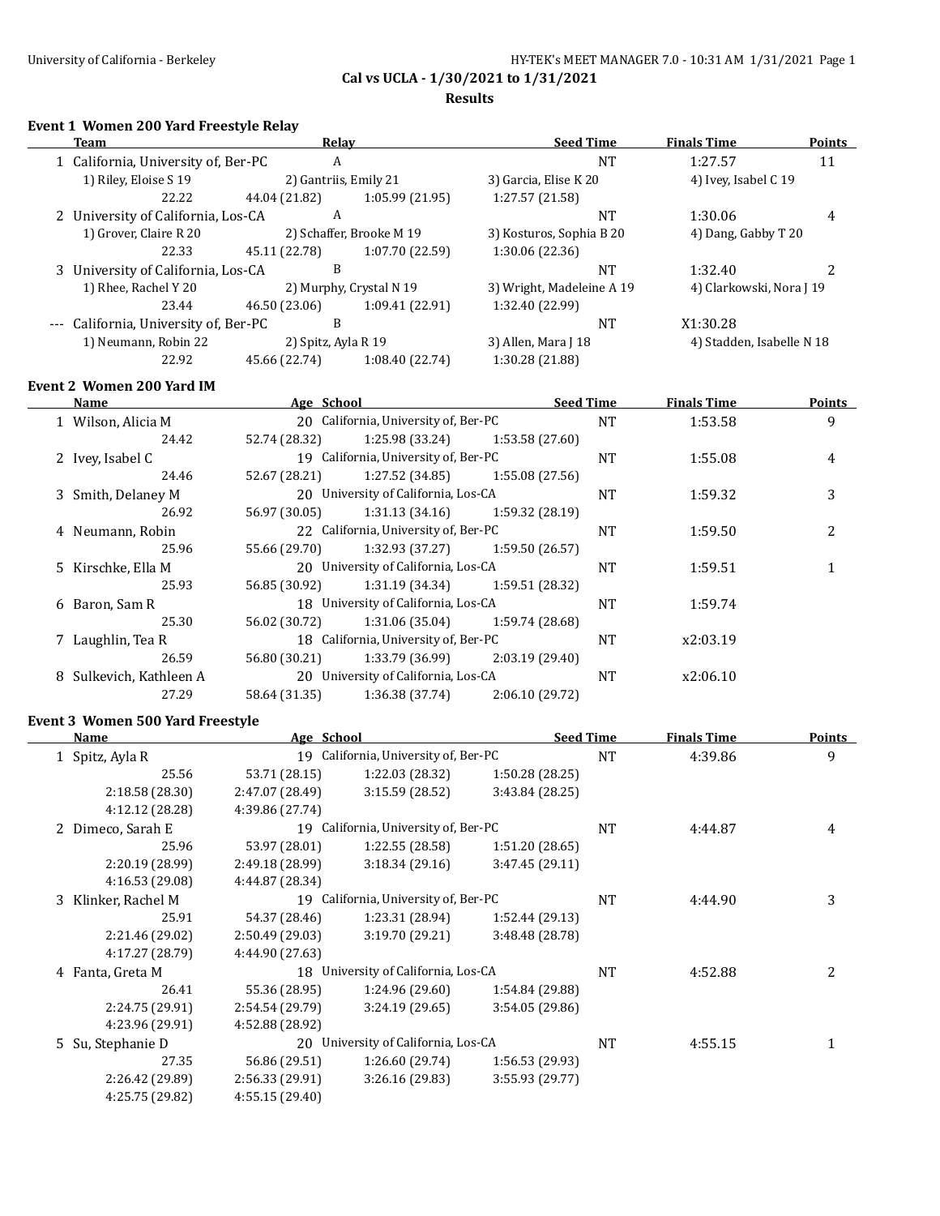University of California - Berkeley HY-TEK's MEET MANAGER 7.0 - 10:31 AM 1/31/2021

## Cal vs UCLA - 1/30/2021 to 1/31/2021

### Results

**Event 1 Women 200 Yard Freestyle Relay**

| | Team | Relay | Seed Time | Finals Time | Points |
|---|---|---|---|---|---|
| 1 | California, University of, Ber-PC | A | NT | 1:27.57 | 11 |
| | 1) Riley, Eloise S 19 | 2) Gantriis, Emily 21 | 3) Garcia, Elise K 20 | 4) Ivey, Isabel C 19 | |
| | 22.22 | 44.04 (21.82) | 1:05.99 (21.95) | 1:27.57 (21.58) | |
| 2 | University of California, Los-CA | A | NT | 1:30.06 | 4 |
| | 1) Grover, Claire R 20 | 2) Schaffer, Brooke M 19 | 3) Kosturos, Sophia B 20 | 4) Dang, Gabby T 20 | |
| | 22.33 | 45.11 (22.78) | 1:07.70 (22.59) | 1:30.06 (22.36) | |
| 3 | University of California, Los-CA | B | NT | 1:32.40 | 2 |
| | 1) Rhee, Rachel Y 20 | 2) Murphy, Crystal N 19 | 3) Wright, Madeleine A 19 | 4) Clarkowski, Nora J 19 | |
| | 23.44 | 46.50 (23.06) | 1:09.41 (22.91) | 1:32.40 (22.99) | |
| --- | California, University of, Ber-PC | B | NT | X1:30.28 | |
| | 1) Neumann, Robin 22 | 2) Spitz, Ayla R 19 | 3) Allen, Mara J 18 | 4) Stadden, Isabelle N 18 | |
| | 22.92 | 45.66 (22.74) | 1:08.40 (22.74) | 1:30.28 (21.88) | |

**Event 2 Women 200 Yard IM**

| | Name | Age | School | Seed Time | Finals Time | Points |
|---|---|---|---|---|---|---|
| 1 | Wilson, Alicia M | 20 | California, University of, Ber-PC | NT | 1:53.58 | 9 |
| | 24.42 | 52.74 (28.32) | 1:25.98 (33.24) | 1:53.58 (27.60) | | |
| 2 | Ivey, Isabel C | 19 | California, University of, Ber-PC | NT | 1:55.08 | 4 |
| | 24.46 | 52.67 (28.21) | 1:27.52 (34.85) | 1:55.08 (27.56) | | |
| 3 | Smith, Delaney M | 20 | University of California, Los-CA | NT | 1:59.32 | 3 |
| | 26.92 | 56.97 (30.05) | 1:31.13 (34.16) | 1:59.32 (28.19) | | |
| 4 | Neumann, Robin | 22 | California, University of, Ber-PC | NT | 1:59.50 | 2 |
| | 25.96 | 55.66 (29.70) | 1:32.93 (37.27) | 1:59.50 (26.57) | | |
| 5 | Kirschke, Ella M | 20 | University of California, Los-CA | NT | 1:59.51 | 1 |
| | 25.93 | 56.85 (30.92) | 1:31.19 (34.34) | 1:59.51 (28.32) | | |
| 6 | Baron, Sam R | 18 | University of California, Los-CA | NT | 1:59.74 | |
| | 25.30 | 56.02 (30.72) | 1:31.06 (35.04) | 1:59.74 (28.68) | | |
| 7 | Laughlin, Tea R | 18 | California, University of, Ber-PC | NT | x2:03.19 | |
| | 26.59 | 56.80 (30.21) | 1:33.79 (36.99) | 2:03.19 (29.40) | | |
| 8 | Sulkevich, Kathleen A | 20 | University of California, Los-CA | NT | x2:06.10 | |
| | 27.29 | 58.64 (31.35) | 1:36.38 (37.74) | 2:06.10 (29.72) | | |

**Event 3 Women 500 Yard Freestyle**

| | Name | Age | School | Seed Time | Finals Time | Points |
|---|---|---|---|---|---|---|
| 1 | Spitz, Ayla R | 19 | California, University of, Ber-PC | NT | 4:39.86 | 9 |
| | 25.56 | 53.71 (28.15) | 1:22.03 (28.32) | 1:50.28 (28.25) | | |
| | 2:18.58 (28.30) | 2:47.07 (28.49) | 3:15.59 (28.52) | 3:43.84 (28.25) | | |
| | 4:12.12 (28.28) | 4:39.86 (27.74) | | | | |
| 2 | Dimeco, Sarah E | 19 | California, University of, Ber-PC | NT | 4:44.87 | 4 |
| | 25.96 | 53.97 (28.01) | 1:22.55 (28.58) | 1:51.20 (28.65) | | |
| | 2:20.19 (28.99) | 2:49.18 (28.99) | 3:18.34 (29.16) | 3:47.45 (29.11) | | |
| | 4:16.53 (29.08) | 4:44.87 (28.34) | | | | |
| 3 | Klinker, Rachel M | 19 | California, University of, Ber-PC | NT | 4:44.90 | 3 |
| | 25.91 | 54.37 (28.46) | 1:23.31 (28.94) | 1:52.44 (29.13) | | |
| | 2:21.46 (29.02) | 2:50.49 (29.03) | 3:19.70 (29.21) | 3:48.48 (28.78) | | |
| | 4:17.27 (28.79) | 4:44.90 (27.63) | | | | |
| 4 | Fanta, Greta M | 18 | University of California, Los-CA | NT | 4:52.88 | 2 |
| | 26.41 | 55.36 (28.95) | 1:24.96 (29.60) | 1:54.84 (29.88) | | |
| | 2:24.75 (29.91) | 2:54.54 (29.79) | 3:24.19 (29.65) | 3:54.05 (29.86) | | |
| | 4:23.96 (29.91) | 4:52.88 (28.92) | | | | |
| 5 | Su, Stephanie D | 20 | University of California, Los-CA | NT | 4:55.15 | 1 |
| | 27.35 | 56.86 (29.51) | 1:26.60 (29.74) | 1:56.53 (29.93) | | |
| | 2:26.42 (29.89) | 2:56.33 (29.91) | 3:26.16 (29.83) | 3:55.93 (29.77) | | |
| | 4:25.75 (29.82) | 4:55.15 (29.40) | | | | |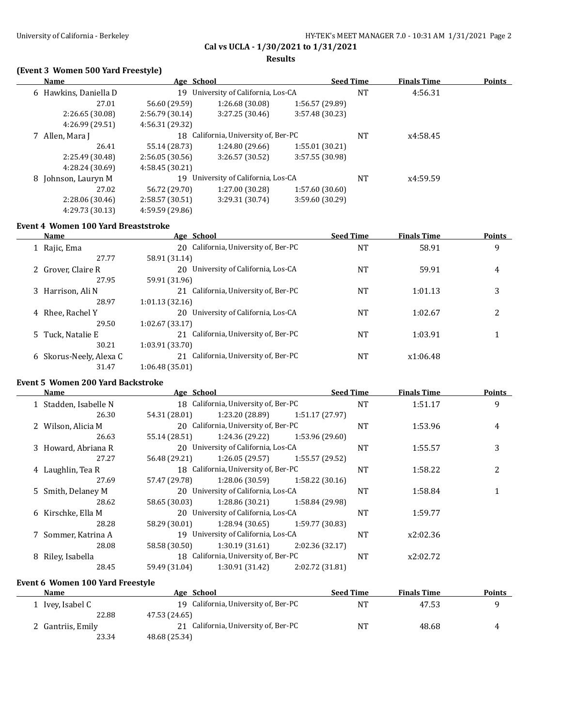## Cal vs UCLA - 1/30/2021 to 1/31/2021

### Results

#### (Event 3 Women 500 Yard Freestyle)

| | Name | Age | School | Seed Time | Finals Time | Points |
|---|---|---|---|---|---|---|
| 6 | Hawkins, Daniella D | 19 | University of California, Los-CA | NT | 4:56.31 | |
| | 27.01 | 56.60 (29.59) | 1:26.68 (30.08) | 1:56.57 (29.89) | | |
| | 2:26.65 (30.08) | 2:56.79 (30.14) | 3:27.25 (30.46) | 3:57.48 (30.23) | | |
| | 4:26.99 (29.51) | 4:56.31 (29.32) | | | | |
| 7 | Allen, Mara J | 18 | California, University of, Ber-PC | NT | x4:58.45 | |
| | 26.41 | 55.14 (28.73) | 1:24.80 (29.66) | 1:55.01 (30.21) | | |
| | 2:25.49 (30.48) | 2:56.05 (30.56) | 3:26.57 (30.52) | 3:57.55 (30.98) | | |
| | 4:28.24 (30.69) | 4:58.45 (30.21) | | | | |
| 8 | Johnson, Lauryn M | 19 | University of California, Los-CA | NT | x4:59.59 | |
| | 27.02 | 56.72 (29.70) | 1:27.00 (30.28) | 1:57.60 (30.60) | | |
| | 2:28.06 (30.46) | 2:58.57 (30.51) | 3:29.31 (30.74) | 3:59.60 (30.29) | | |
| | 4:29.73 (30.13) | 4:59.59 (29.86) | | | | |

#### Event 4 Women 100 Yard Breaststroke

| | Name | Age | School | Seed Time | Finals Time | Points |
|---|---|---|---|---|---|---|
| 1 | Rajic, Ema | 20 | California, University of, Ber-PC | NT | 58.91 | 9 |
| | 27.77 | 58.91 (31.14) | | | | |
| 2 | Grover, Claire R | 20 | University of California, Los-CA | NT | 59.91 | 4 |
| | 27.95 | 59.91 (31.96) | | | | |
| 3 | Harrison, Ali N | 21 | California, University of, Ber-PC | NT | 1:01.13 | 3 |
| | 28.97 | 1:01.13 (32.16) | | | | |
| 4 | Rhee, Rachel Y | 20 | University of California, Los-CA | NT | 1:02.67 | 2 |
| | 29.50 | 1:02.67 (33.17) | | | | |
| 5 | Tuck, Natalie E | 21 | California, University of, Ber-PC | NT | 1:03.91 | 1 |
| | 30.21 | 1:03.91 (33.70) | | | | |
| 6 | Skorus-Neely, Alexa C | 21 | California, University of, Ber-PC | NT | x1:06.48 | |
| | 31.47 | 1:06.48 (35.01) | | | | |

#### Event 5 Women 200 Yard Backstroke

| | Name | Age | School | Seed Time | Finals Time | Points |
|---|---|---|---|---|---|---|
| 1 | Stadden, Isabelle N | 18 | California, University of, Ber-PC | NT | 1:51.17 | 9 |
| | 26.30 | 54.31 (28.01) | 1:23.20 (28.89) | 1:51.17 (27.97) | | |
| 2 | Wilson, Alicia M | 20 | California, University of, Ber-PC | NT | 1:53.96 | 4 |
| | 26.63 | 55.14 (28.51) | 1:24.36 (29.22) | 1:53.96 (29.60) | | |
| 3 | Howard, Abriana R | 20 | University of California, Los-CA | NT | 1:55.57 | 3 |
| | 27.27 | 56.48 (29.21) | 1:26.05 (29.57) | 1:55.57 (29.52) | | |
| 4 | Laughlin, Tea R | 18 | California, University of, Ber-PC | NT | 1:58.22 | 2 |
| | 27.69 | 57.47 (29.78) | 1:28.06 (30.59) | 1:58.22 (30.16) | | |
| 5 | Smith, Delaney M | 20 | University of California, Los-CA | NT | 1:58.84 | 1 |
| | 28.62 | 58.65 (30.03) | 1:28.86 (30.21) | 1:58.84 (29.98) | | |
| 6 | Kirschke, Ella M | 20 | University of California, Los-CA | NT | 1:59.77 | |
| | 28.28 | 58.29 (30.01) | 1:28.94 (30.65) | 1:59.77 (30.83) | | |
| 7 | Sommer, Katrina A | 19 | University of California, Los-CA | NT | x2:02.36 | |
| | 28.08 | 58.58 (30.50) | 1:30.19 (31.61) | 2:02.36 (32.17) | | |
| 8 | Riley, Isabella | 18 | California, University of, Ber-PC | NT | x2:02.72 | |
| | 28.45 | 59.49 (31.04) | 1:30.91 (31.42) | 2:02.72 (31.81) | | |

#### Event 6 Women 100 Yard Freestyle

| | Name | Age | School | Seed Time | Finals Time | Points |
|---|---|---|---|---|---|---|
| 1 | Ivey, Isabel C | 19 | California, University of, Ber-PC | NT | 47.53 | 9 |
| | 22.88 | 47.53 (24.65) | | | | |
| 2 | Gantriis, Emily | 21 | California, University of, Ber-PC | NT | 48.68 | 4 |
| | 23.34 | 48.68 (25.34) | | | | |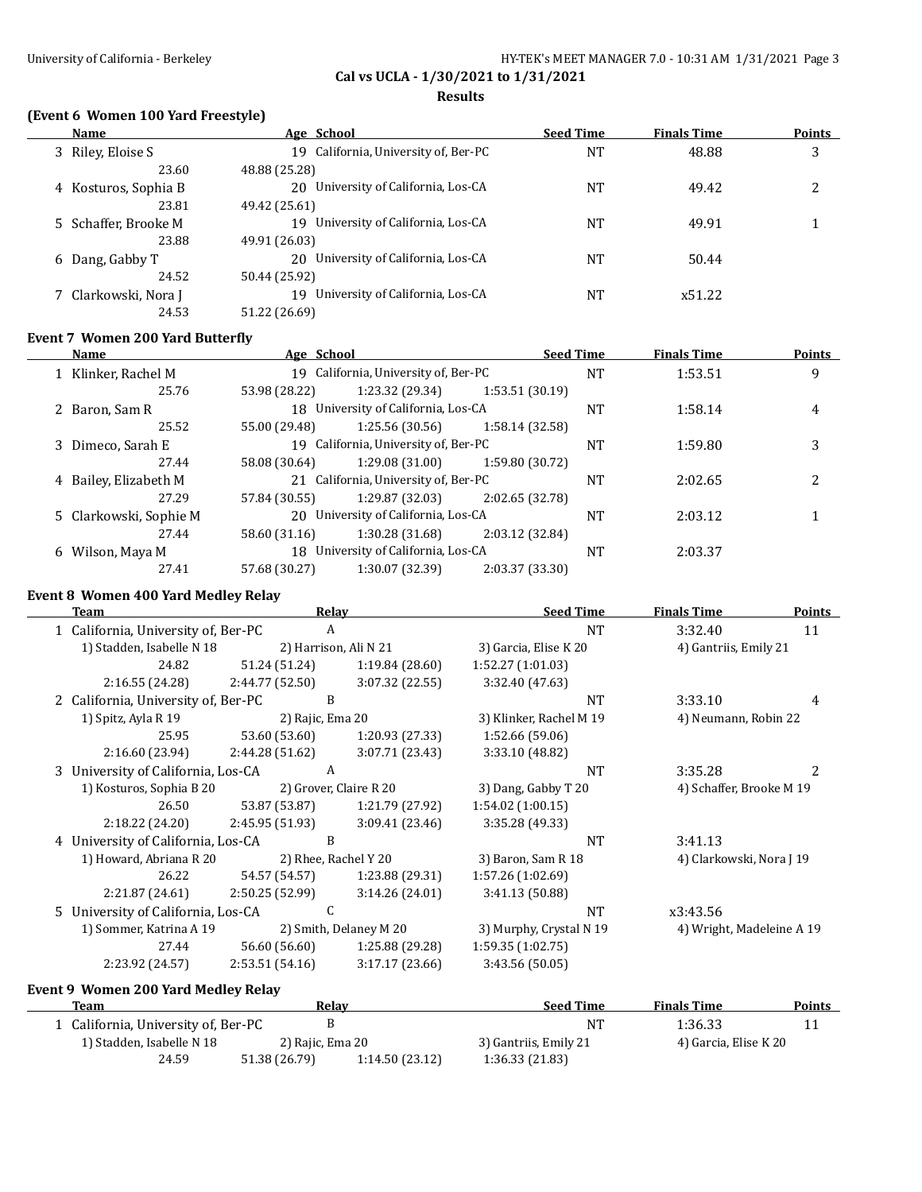## Cal vs UCLA - 1/30/2021 to 1/31/2021

### Results

### (Event 6 Women 100 Yard Freestyle)

| | Name | Age | School | Seed Time | Finals Time | Points |
|---|---|---|---|---|---|---|
| 3 | Riley, Eloise S | 19 | California, University of, Ber-PC | NT | 48.88 | 3 |
| | 23.60 | 48.88 (25.28) | | | | |
| 4 | Kosturos, Sophia B | 20 | University of California, Los-CA | NT | 49.42 | 2 |
| | 23.81 | 49.42 (25.61) | | | | |
| 5 | Schaffer, Brooke M | 19 | University of California, Los-CA | NT | 49.91 | 1 |
| | 23.88 | 49.91 (26.03) | | | | |
| 6 | Dang, Gabby T | 20 | University of California, Los-CA | NT | 50.44 | |
| | 24.52 | 50.44 (25.92) | | | | |
| 7 | Clarkowski, Nora J | 19 | University of California, Los-CA | NT | x51.22 | |
| | 24.53 | 51.22 (26.69) | | | | |

### Event 7 Women 200 Yard Butterfly

| | Name | Age | School | | Seed Time | Finals Time | Points |
|---|---|---|---|---|---|---|---|
| 1 | Klinker, Rachel M | 19 | California, University of, Ber-PC | | NT | 1:53.51 | 9 |
| | 25.76 | 53.98 (28.22) | 1:23.32 (29.34) | 1:53.51 (30.19) | | | |
| 2 | Baron, Sam R | 18 | University of California, Los-CA | | NT | 1:58.14 | 4 |
| | 25.52 | 55.00 (29.48) | 1:25.56 (30.56) | 1:58.14 (32.58) | | | |
| 3 | Dimeco, Sarah E | 19 | California, University of, Ber-PC | | NT | 1:59.80 | 3 |
| | 27.44 | 58.08 (30.64) | 1:29.08 (31.00) | 1:59.80 (30.72) | | | |
| 4 | Bailey, Elizabeth M | 21 | California, University of, Ber-PC | | NT | 2:02.65 | 2 |
| | 27.29 | 57.84 (30.55) | 1:29.87 (32.03) | 2:02.65 (32.78) | | | |
| 5 | Clarkowski, Sophie M | 20 | University of California, Los-CA | | NT | 2:03.12 | 1 |
| | 27.44 | 58.60 (31.16) | 1:30.28 (31.68) | 2:03.12 (32.84) | | | |
| 6 | Wilson, Maya M | 18 | University of California, Los-CA | | NT | 2:03.37 | |
| | 27.41 | 57.68 (30.27) | 1:30.07 (32.39) | 2:03.37 (33.30) | | | |

### Event 8 Women 400 Yard Medley Relay

| | Team | | Relay | | Seed Time | Finals Time | Points |
|---|---|---|---|---|---|---|---|
| 1 | California, University of, Ber-PC | | A | | NT | 3:32.40 | 11 |
| | 1) Stadden, Isabelle N 18 | | 2) Harrison, Ali N 21 | 3) Garcia, Elise K 20 | | 4) Gantriis, Emily 21 | |
| | 24.82 | 51.24 (51.24) | 1:19.84 (28.60) | 1:52.27 (1:01.03) | | | |
| | 2:16.55 (24.28) | 2:44.77 (52.50) | 3:07.32 (22.55) | 3:32.40 (47.63) | | | |
| 2 | California, University of, Ber-PC | | B | | NT | 3:33.10 | 4 |
| | 1) Spitz, Ayla R 19 | | 2) Rajic, Ema 20 | 3) Klinker, Rachel M 19 | | 4) Neumann, Robin 22 | |
| | 25.95 | 53.60 (53.60) | 1:20.93 (27.33) | 1:52.66 (59.06) | | | |
| | 2:16.60 (23.94) | 2:44.28 (51.62) | 3:07.71 (23.43) | 3:33.10 (48.82) | | | |
| 3 | University of California, Los-CA | | A | | NT | 3:35.28 | 2 |
| | 1) Kosturos, Sophia B 20 | | 2) Grover, Claire R 20 | 3) Dang, Gabby T 20 | | 4) Schaffer, Brooke M 19 | |
| | 26.50 | 53.87 (53.87) | 1:21.79 (27.92) | 1:54.02 (1:00.15) | | | |
| | 2:18.22 (24.20) | 2:45.95 (51.93) | 3:09.41 (23.46) | 3:35.28 (49.33) | | | |
| 4 | University of California, Los-CA | | B | | NT | 3:41.13 | |
| | 1) Howard, Abriana R 20 | | 2) Rhee, Rachel Y 20 | 3) Baron, Sam R 18 | | 4) Clarkowski, Nora J 19 | |
| | 26.22 | 54.57 (54.57) | 1:23.88 (29.31) | 1:57.26 (1:02.69) | | | |
| | 2:21.87 (24.61) | 2:50.25 (52.99) | 3:14.26 (24.01) | 3:41.13 (50.88) | | | |
| 5 | University of California, Los-CA | | C | | NT | x3:43.56 | |
| | 1) Sommer, Katrina A 19 | | 2) Smith, Delaney M 20 | 3) Murphy, Crystal N 19 | | 4) Wright, Madeleine A 19 | |
| | 27.44 | 56.60 (56.60) | 1:25.88 (29.28) | 1:59.35 (1:02.75) | | | |
| | 2:23.92 (24.57) | 2:53.51 (54.16) | 3:17.17 (23.66) | 3:43.56 (50.05) | | | |

### Event 9 Women 200 Yard Medley Relay

| | Team | | Relay | | Seed Time | Finals Time | Points |
|---|---|---|---|---|---|---|---|
| 1 | California, University of, Ber-PC | | B | | NT | 1:36.33 | 11 |
| | 1) Stadden, Isabelle N 18 | | 2) Rajic, Ema 20 | 3) Gantriis, Emily 21 | | 4) Garcia, Elise K 20 | |
| | 24.59 | 51.38 (26.79) | 1:14.50 (23.12) | 1:36.33 (21.83) | | | |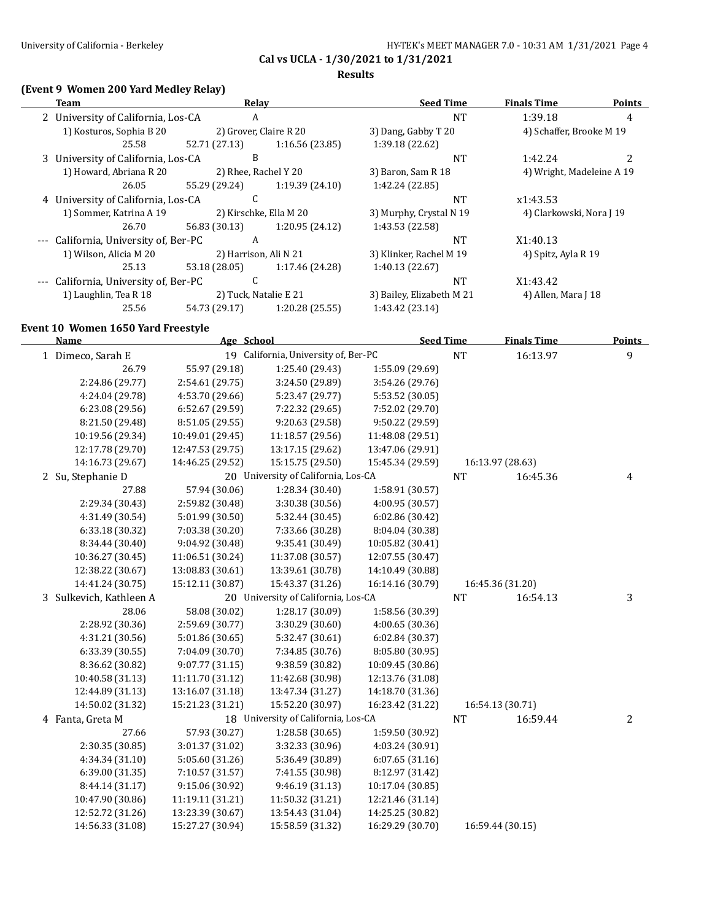Cal vs UCLA - 1/30/2021 to 1/31/2021

**Results**

### (Event 9 Women 200 Yard Medley Relay)

| | Team | Relay | Seed Time | Finals Time | Points |
|---|---|---|---|---|---|
| 2 | University of California, Los-CA | A | NT | 1:39.18 | 4 |
| | 1) Kosturos, Sophia B 20 | 2) Grover, Claire R 20 | 3) Dang, Gabby T 20 | 4) Schaffer, Brooke M 19 | |
| | 25.58 | 52.71 (27.13) | 1:16.56 (23.85) | 1:39.18 (22.62) | |
| 3 | University of California, Los-CA | B | NT | 1:42.24 | 2 |
| | 1) Howard, Abriana R 20 | 2) Rhee, Rachel Y 20 | 3) Baron, Sam R 18 | 4) Wright, Madeleine A 19 | |
| | 26.05 | 55.29 (29.24) | 1:19.39 (24.10) | 1:42.24 (22.85) | |
| 4 | University of California, Los-CA | C | NT | x1:43.53 | |
| | 1) Sommer, Katrina A 19 | 2) Kirschke, Ella M 20 | 3) Murphy, Crystal N 19 | 4) Clarkowski, Nora J 19 | |
| | 26.70 | 56.83 (30.13) | 1:20.95 (24.12) | 1:43.53 (22.58) | |
| --- | California, University of, Ber-PC | A | NT | X1:40.13 | |
| | 1) Wilson, Alicia M 20 | 2) Harrison, Ali N 21 | 3) Klinker, Rachel M 19 | 4) Spitz, Ayla R 19 | |
| | 25.13 | 53.18 (28.05) | 1:17.46 (24.28) | 1:40.13 (22.67) | |
| --- | California, University of, Ber-PC | C | NT | X1:43.42 | |
| | 1) Laughlin, Tea R 18 | 2) Tuck, Natalie E 21 | 3) Bailey, Elizabeth M 21 | 4) Allen, Mara J 18 | |
| | 25.56 | 54.73 (29.17) | 1:20.28 (25.55) | 1:43.42 (23.14) | |

### Event 10 Women 1650 Yard Freestyle

| | Name | Age | School | Seed Time | Finals Time | Points |
|---|---|---|---|---|---|---|
| 1 | Dimeco, Sarah E | 19 | California, University of, Ber-PC | NT | 16:13.97 | 9 |
| 2 | Su, Stephanie D | 20 | University of California, Los-CA | NT | 16:45.36 | 4 |
| 3 | Sulkevich, Kathleen A | 20 | University of California, Los-CA | NT | 16:54.13 | 3 |
| 4 | Fanta, Greta M | 18 | University of California, Los-CA | NT | 16:59.44 | 2 |

**1 Dimeco, Sarah E — splits**

| | | | |
|---|---|---|---|
| 26.79 | 55.97 (29.18) | 1:25.40 (29.43) | 1:55.09 (29.69) |
| 2:24.86 (29.77) | 2:54.61 (29.75) | 3:24.50 (29.89) | 3:54.26 (29.76) |
| 4:24.04 (29.78) | 4:53.70 (29.66) | 5:23.47 (29.77) | 5:53.52 (30.05) |
| 6:23.08 (29.56) | 6:52.67 (29.59) | 7:22.32 (29.65) | 7:52.02 (29.70) |
| 8:21.50 (29.48) | 8:51.05 (29.55) | 9:20.63 (29.58) | 9:50.22 (29.59) |
| 10:19.56 (29.34) | 10:49.01 (29.45) | 11:18.57 (29.56) | 11:48.08 (29.51) |
| 12:17.78 (29.70) | 12:47.53 (29.75) | 13:17.15 (29.62) | 13:47.06 (29.91) |
| 14:16.73 (29.67) | 14:46.25 (29.52) | 15:15.75 (29.50) | 15:45.34 (29.59) |
| 16:13.97 (28.63) | | | |

**2 Su, Stephanie D — splits**

| | | | |
|---|---|---|---|
| 27.88 | 57.94 (30.06) | 1:28.34 (30.40) | 1:58.91 (30.57) |
| 2:29.34 (30.43) | 2:59.82 (30.48) | 3:30.38 (30.56) | 4:00.95 (30.57) |
| 4:31.49 (30.54) | 5:01.99 (30.50) | 5:32.44 (30.45) | 6:02.86 (30.42) |
| 6:33.18 (30.32) | 7:03.38 (30.20) | 7:33.66 (30.28) | 8:04.04 (30.38) |
| 8:34.44 (30.40) | 9:04.92 (30.48) | 9:35.41 (30.49) | 10:05.82 (30.41) |
| 10:36.27 (30.45) | 11:06.51 (30.24) | 11:37.08 (30.57) | 12:07.55 (30.47) |
| 12:38.22 (30.67) | 13:08.83 (30.61) | 13:39.61 (30.78) | 14:10.49 (30.88) |
| 14:41.24 (30.75) | 15:12.11 (30.87) | 15:43.37 (31.26) | 16:14.16 (30.79) |
| 16:45.36 (31.20) | | | |

**3 Sulkevich, Kathleen A — splits**

| | | | |
|---|---|---|---|
| 28.06 | 58.08 (30.02) | 1:28.17 (30.09) | 1:58.56 (30.39) |
| 2:28.92 (30.36) | 2:59.69 (30.77) | 3:30.29 (30.60) | 4:00.65 (30.36) |
| 4:31.21 (30.56) | 5:01.86 (30.65) | 5:32.47 (30.61) | 6:02.84 (30.37) |
| 6:33.39 (30.55) | 7:04.09 (30.70) | 7:34.85 (30.76) | 8:05.80 (30.95) |
| 8:36.62 (30.82) | 9:07.77 (31.15) | 9:38.59 (30.82) | 10:09.45 (30.86) |
| 10:40.58 (31.13) | 11:11.70 (31.12) | 11:42.68 (30.98) | 12:13.76 (31.08) |
| 12:44.89 (31.13) | 13:16.07 (31.18) | 13:47.34 (31.27) | 14:18.70 (31.36) |
| 14:50.02 (31.32) | 15:21.23 (31.21) | 15:52.20 (30.97) | 16:23.42 (31.22) |
| 16:54.13 (30.71) | | | |

**4 Fanta, Greta M — splits**

| | | | |
|---|---|---|---|
| 27.66 | 57.93 (30.27) | 1:28.58 (30.65) | 1:59.50 (30.92) |
| 2:30.35 (30.85) | 3:01.37 (31.02) | 3:32.33 (30.96) | 4:03.24 (30.91) |
| 4:34.34 (31.10) | 5:05.60 (31.26) | 5:36.49 (30.89) | 6:07.65 (31.16) |
| 6:39.00 (31.35) | 7:10.57 (31.57) | 7:41.55 (30.98) | 8:12.97 (31.42) |
| 8:44.14 (31.17) | 9:15.06 (30.92) | 9:46.19 (31.13) | 10:17.04 (30.85) |
| 10:47.90 (30.86) | 11:19.11 (31.21) | 11:50.32 (31.21) | 12:21.46 (31.14) |
| 12:52.72 (31.26) | 13:23.39 (30.67) | 13:54.43 (31.04) | 14:25.25 (30.82) |
| 14:56.33 (31.08) | 15:27.27 (30.94) | 15:58.59 (31.32) | 16:29.29 (30.70) |
| 16:59.44 (30.15) | | | |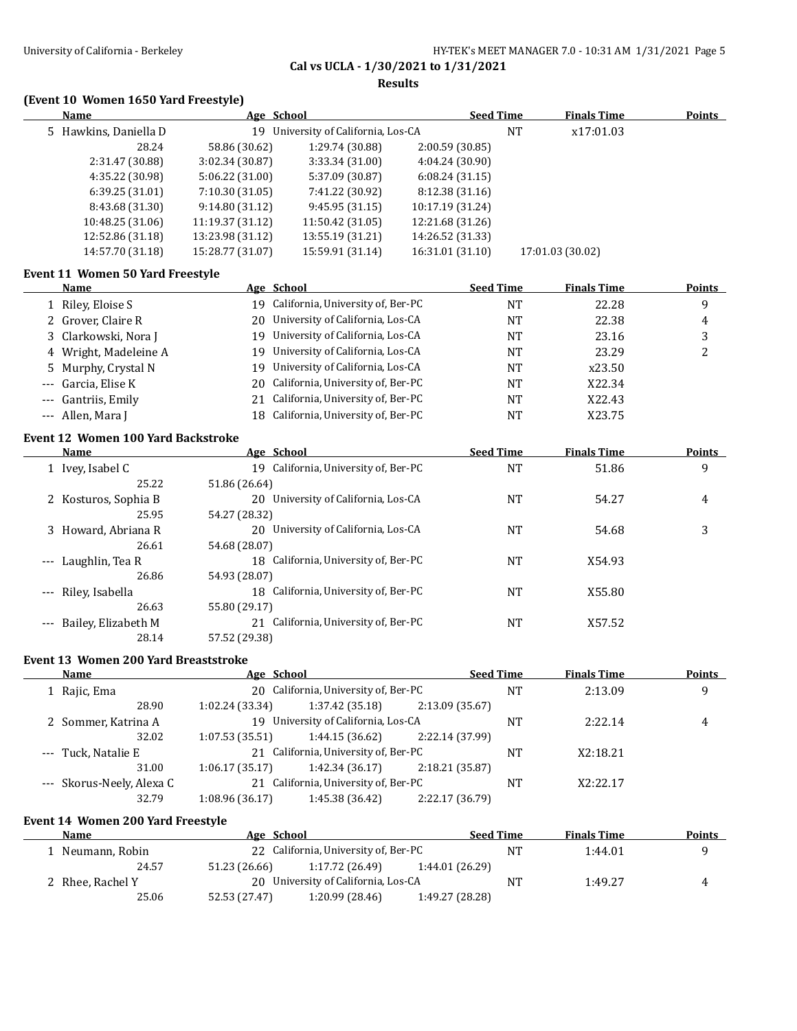**Cal vs UCLA - 1/30/2021 to 1/31/2021**

**Results**

### (Event 10 Women 1650 Yard Freestyle)

| Name | Age | School | Seed Time | Finals Time | Points |
|---|---|---|---|---|---|
| 5 Hawkins, Daniella D | 19 | University of California, Los-CA | NT | x17:01.03 | |
| 28.24 | 58.86 (30.62) | 1:29.74 (30.88) | 2:00.59 (30.85) | | |
| 2:31.47 (30.88) | 3:02.34 (30.87) | 3:33.34 (31.00) | 4:04.24 (30.90) | | |
| 4:35.22 (30.98) | 5:06.22 (31.00) | 5:37.09 (30.87) | 6:08.24 (31.15) | | |
| 6:39.25 (31.01) | 7:10.30 (31.05) | 7:41.22 (30.92) | 8:12.38 (31.16) | | |
| 8:43.68 (31.30) | 9:14.80 (31.12) | 9:45.95 (31.15) | 10:17.19 (31.24) | | |
| 10:48.25 (31.06) | 11:19.37 (31.12) | 11:50.42 (31.05) | 12:21.68 (31.26) | | |
| 12:52.86 (31.18) | 13:23.98 (31.12) | 13:55.19 (31.21) | 14:26.52 (31.33) | | |
| 14:57.70 (31.18) | 15:28.77 (31.07) | 15:59.91 (31.14) | 16:31.01 (31.10) | 17:01.03 (30.02) | |

### Event 11 Women 50 Yard Freestyle

| Name | Age | School | Seed Time | Finals Time | Points |
|---|---|---|---|---|---|
| 1 Riley, Eloise S | 19 | California, University of, Ber-PC | NT | 22.28 | 9 |
| 2 Grover, Claire R | 20 | University of California, Los-CA | NT | 22.38 | 4 |
| 3 Clarkowski, Nora J | 19 | University of California, Los-CA | NT | 23.16 | 3 |
| 4 Wright, Madeleine A | 19 | University of California, Los-CA | NT | 23.29 | 2 |
| 5 Murphy, Crystal N | 19 | University of California, Los-CA | NT | x23.50 | |
| --- Garcia, Elise K | 20 | California, University of, Ber-PC | NT | X22.34 | |
| --- Gantriis, Emily | 21 | California, University of, Ber-PC | NT | X22.43 | |
| --- Allen, Mara J | 18 | California, University of, Ber-PC | NT | X23.75 | |

### Event 12 Women 100 Yard Backstroke

| Name | Age | School | Seed Time | Finals Time | Points |
|---|---|---|---|---|---|
| 1 Ivey, Isabel C | 19 | California, University of, Ber-PC | NT | 51.86 | 9 |
| 25.22 | 51.86 (26.64) | | | | |
| 2 Kosturos, Sophia B | 20 | University of California, Los-CA | NT | 54.27 | 4 |
| 25.95 | 54.27 (28.32) | | | | |
| 3 Howard, Abriana R | 20 | University of California, Los-CA | NT | 54.68 | 3 |
| 26.61 | 54.68 (28.07) | | | | |
| --- Laughlin, Tea R | 18 | California, University of, Ber-PC | NT | X54.93 | |
| 26.86 | 54.93 (28.07) | | | | |
| --- Riley, Isabella | 18 | California, University of, Ber-PC | NT | X55.80 | |
| 26.63 | 55.80 (29.17) | | | | |
| --- Bailey, Elizabeth M | 21 | California, University of, Ber-PC | NT | X57.52 | |
| 28.14 | 57.52 (29.38) | | | | |

### Event 13 Women 200 Yard Breaststroke

| Name | Age | School | Seed Time | Finals Time | Points |
|---|---|---|---|---|---|
| 1 Rajic, Ema | 20 | California, University of, Ber-PC | NT | 2:13.09 | 9 |
| 28.90 | 1:02.24 (33.34) | 1:37.42 (35.18) | 2:13.09 (35.67) | | |
| 2 Sommer, Katrina A | 19 | University of California, Los-CA | NT | 2:22.14 | 4 |
| 32.02 | 1:07.53 (35.51) | 1:44.15 (36.62) | 2:22.14 (37.99) | | |
| --- Tuck, Natalie E | 21 | California, University of, Ber-PC | NT | X2:18.21 | |
| 31.00 | 1:06.17 (35.17) | 1:42.34 (36.17) | 2:18.21 (35.87) | | |
| --- Skorus-Neely, Alexa C | 21 | California, University of, Ber-PC | NT | X2:22.17 | |
| 32.79 | 1:08.96 (36.17) | 1:45.38 (36.42) | 2:22.17 (36.79) | | |

### Event 14 Women 200 Yard Freestyle

| Name | Age | School | Seed Time | Finals Time | Points |
|---|---|---|---|---|---|
| 1 Neumann, Robin | 22 | California, University of, Ber-PC | NT | 1:44.01 | 9 |
| 24.57 | 51.23 (26.66) | 1:17.72 (26.49) | 1:44.01 (26.29) | | |
| 2 Rhee, Rachel Y | 20 | University of California, Los-CA | NT | 1:49.27 | 4 |
| 25.06 | 52.53 (27.47) | 1:20.99 (28.46) | 1:49.27 (28.28) | | |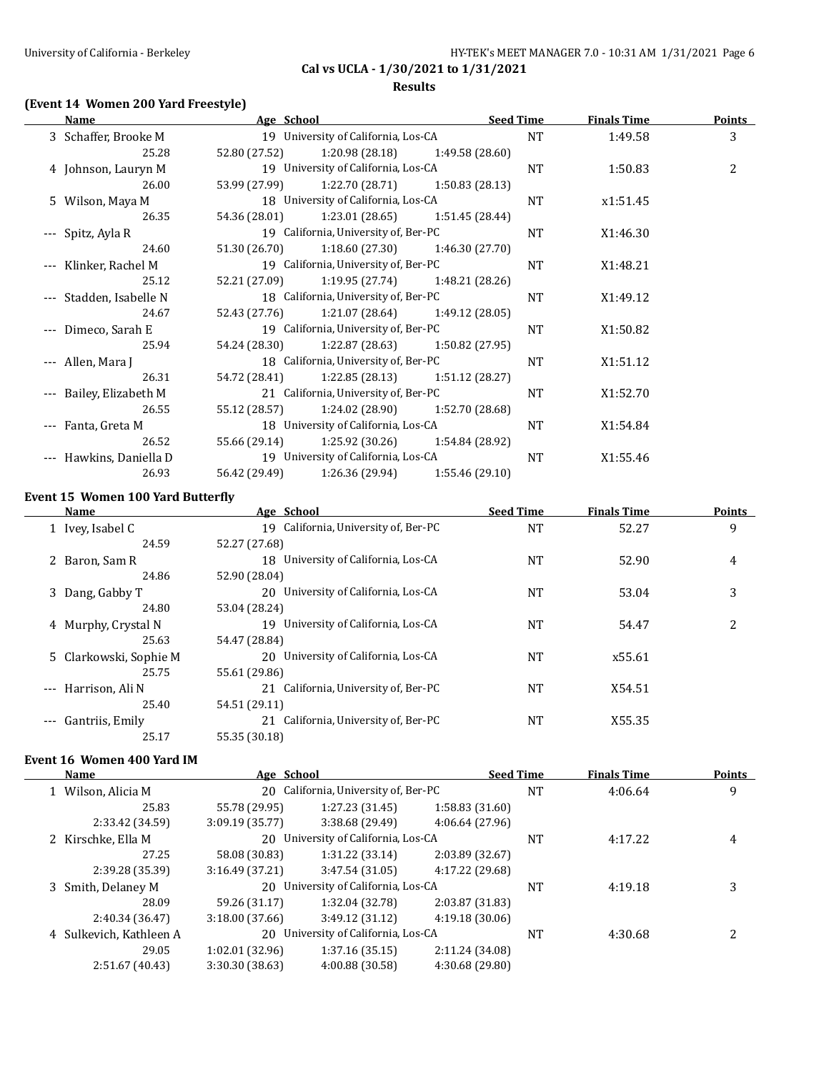**Cal vs UCLA - 1/30/2021 to 1/31/2021**

**Results**

### (Event 14 Women 200 Yard Freestyle)

| | Name | Age | School | Seed Time | Finals Time | Points |
|---|---|---|---|---|---|---|
| 3 | Schaffer, Brooke M | 19 | University of California, Los-CA | NT | 1:49.58 | 3 |
| | 25.28 | 52.80 (27.52) | 1:20.98 (28.18) | 1:49.58 (28.60) | | |
| 4 | Johnson, Lauryn M | 19 | University of California, Los-CA | NT | 1:50.83 | 2 |
| | 26.00 | 53.99 (27.99) | 1:22.70 (28.71) | 1:50.83 (28.13) | | |
| 5 | Wilson, Maya M | 18 | University of California, Los-CA | NT | x1:51.45 | |
| | 26.35 | 54.36 (28.01) | 1:23.01 (28.65) | 1:51.45 (28.44) | | |
| --- | Spitz, Ayla R | 19 | California, University of, Ber-PC | NT | X1:46.30 | |
| | 24.60 | 51.30 (26.70) | 1:18.60 (27.30) | 1:46.30 (27.70) | | |
| --- | Klinker, Rachel M | 19 | California, University of, Ber-PC | NT | X1:48.21 | |
| | 25.12 | 52.21 (27.09) | 1:19.95 (27.74) | 1:48.21 (28.26) | | |
| --- | Stadden, Isabelle N | 18 | California, University of, Ber-PC | NT | X1:49.12 | |
| | 24.67 | 52.43 (27.76) | 1:21.07 (28.64) | 1:49.12 (28.05) | | |
| --- | Dimeco, Sarah E | 19 | California, University of, Ber-PC | NT | X1:50.82 | |
| | 25.94 | 54.24 (28.30) | 1:22.87 (28.63) | 1:50.82 (27.95) | | |
| --- | Allen, Mara J | 18 | California, University of, Ber-PC | NT | X1:51.12 | |
| | 26.31 | 54.72 (28.41) | 1:22.85 (28.13) | 1:51.12 (28.27) | | |
| --- | Bailey, Elizabeth M | 21 | California, University of, Ber-PC | NT | X1:52.70 | |
| | 26.55 | 55.12 (28.57) | 1:24.02 (28.90) | 1:52.70 (28.68) | | |
| --- | Fanta, Greta M | 18 | University of California, Los-CA | NT | X1:54.84 | |
| | 26.52 | 55.66 (29.14) | 1:25.92 (30.26) | 1:54.84 (28.92) | | |
| --- | Hawkins, Daniella D | 19 | University of California, Los-CA | NT | X1:55.46 | |
| | 26.93 | 56.42 (29.49) | 1:26.36 (29.94) | 1:55.46 (29.10) | | |

### Event 15 Women 100 Yard Butterfly

| | Name | Age | School | Seed Time | Finals Time | Points |
|---|---|---|---|---|---|---|
| 1 | Ivey, Isabel C | 19 | California, University of, Ber-PC | NT | 52.27 | 9 |
| | 24.59 | 52.27 (27.68) | | | | |
| 2 | Baron, Sam R | 18 | University of California, Los-CA | NT | 52.90 | 4 |
| | 24.86 | 52.90 (28.04) | | | | |
| 3 | Dang, Gabby T | 20 | University of California, Los-CA | NT | 53.04 | 3 |
| | 24.80 | 53.04 (28.24) | | | | |
| 4 | Murphy, Crystal N | 19 | University of California, Los-CA | NT | 54.47 | 2 |
| | 25.63 | 54.47 (28.84) | | | | |
| 5 | Clarkowski, Sophie M | 20 | University of California, Los-CA | NT | x55.61 | |
| | 25.75 | 55.61 (29.86) | | | | |
| --- | Harrison, Ali N | 21 | California, University of, Ber-PC | NT | X54.51 | |
| | 25.40 | 54.51 (29.11) | | | | |
| --- | Gantriis, Emily | 21 | California, University of, Ber-PC | NT | X55.35 | |
| | 25.17 | 55.35 (30.18) | | | | |

### Event 16 Women 400 Yard IM

| | Name | Age | School | Seed Time | Finals Time | Points |
|---|---|---|---|---|---|---|
| 1 | Wilson, Alicia M | 20 | California, University of, Ber-PC | NT | 4:06.64 | 9 |
| | 25.83 | 55.78 (29.95) | 1:27.23 (31.45) | 1:58.83 (31.60) | | |
| | 2:33.42 (34.59) | 3:09.19 (35.77) | 3:38.68 (29.49) | 4:06.64 (27.96) | | |
| 2 | Kirschke, Ella M | 20 | University of California, Los-CA | NT | 4:17.22 | 4 |
| | 27.25 | 58.08 (30.83) | 1:31.22 (33.14) | 2:03.89 (32.67) | | |
| | 2:39.28 (35.39) | 3:16.49 (37.21) | 3:47.54 (31.05) | 4:17.22 (29.68) | | |
| 3 | Smith, Delaney M | 20 | University of California, Los-CA | NT | 4:19.18 | 3 |
| | 28.09 | 59.26 (31.17) | 1:32.04 (32.78) | 2:03.87 (31.83) | | |
| | 2:40.34 (36.47) | 3:18.00 (37.66) | 3:49.12 (31.12) | 4:19.18 (30.06) | | |
| 4 | Sulkevich, Kathleen A | 20 | University of California, Los-CA | NT | 4:30.68 | 2 |
| | 29.05 | 1:02.01 (32.96) | 1:37.16 (35.15) | 2:11.24 (34.08) | | |
| | 2:51.67 (40.43) | 3:30.30 (38.63) | 4:00.88 (30.58) | 4:30.68 (29.80) | | |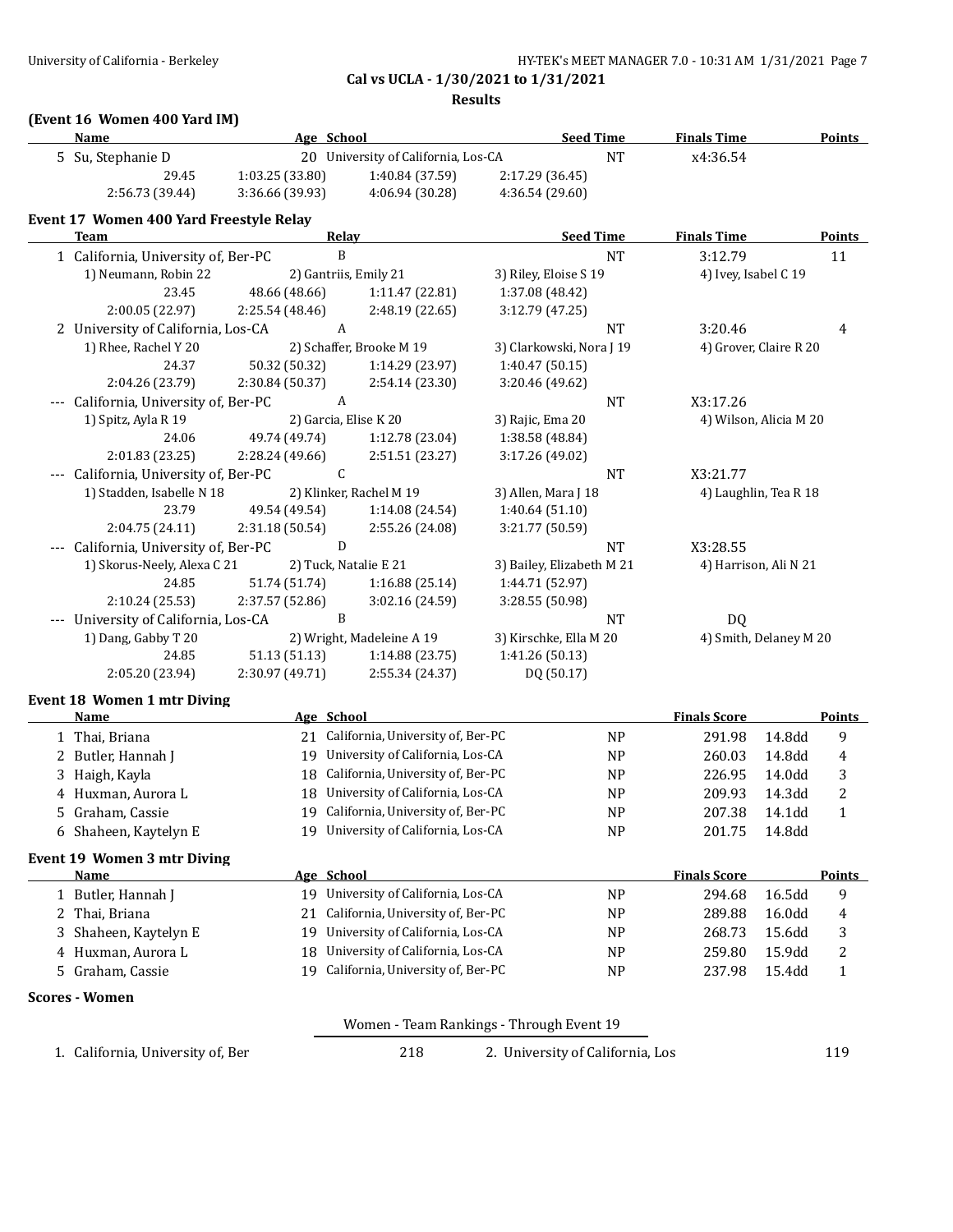## Cal vs UCLA - 1/30/2021 to 1/31/2021

### Results

### (Event 16 Women 400 Yard IM)

| Name | Age | School | Seed Time | Finals Time | Points |
|---|---|---|---|---|---|
| 5 Su, Stephanie D | 20 | University of California, Los-CA | NT | x4:36.54 | |
| 29.45 | 1:03.25 (33.80) | 1:40.84 (37.59) | 2:17.29 (36.45) | | |
| 2:56.73 (39.44) | 3:36.66 (39.93) | 4:06.94 (30.28) | 4:36.54 (29.60) | | |

### Event 17 Women 400 Yard Freestyle Relay

| Team | Relay | | Seed Time | Finals Time | Points |
|---|---|---|---|---|---|
| 1 California, University of, Ber-PC | B | | NT | 3:12.79 | 11 |
| 1) Neumann, Robin 22 | 2) Gantriis, Emily 21 | 3) Riley, Eloise S 19 | 4) Ivey, Isabel C 19 | | |
| 23.45 | 48.66 (48.66) | 1:11.47 (22.81) | 1:37.08 (48.42) | | |
| 2:00.05 (22.97) | 2:25.54 (48.46) | 2:48.19 (22.65) | 3:12.79 (47.25) | | |
| 2 University of California, Los-CA | A | | NT | 3:20.46 | 4 |
| 1) Rhee, Rachel Y 20 | 2) Schaffer, Brooke M 19 | 3) Clarkowski, Nora J 19 | 4) Grover, Claire R 20 | | |
| 24.37 | 50.32 (50.32) | 1:14.29 (23.97) | 1:40.47 (50.15) | | |
| 2:04.26 (23.79) | 2:30.84 (50.37) | 2:54.14 (23.30) | 3:20.46 (49.62) | | |
| --- California, University of, Ber-PC | A | | NT | X3:17.26 | |
| 1) Spitz, Ayla R 19 | 2) Garcia, Elise K 20 | 3) Rajic, Ema 20 | 4) Wilson, Alicia M 20 | | |
| 24.06 | 49.74 (49.74) | 1:12.78 (23.04) | 1:38.58 (48.84) | | |
| 2:01.83 (23.25) | 2:28.24 (49.66) | 2:51.51 (23.27) | 3:17.26 (49.02) | | |
| --- California, University of, Ber-PC | C | | NT | X3:21.77 | |
| 1) Stadden, Isabelle N 18 | 2) Klinker, Rachel M 19 | 3) Allen, Mara J 18 | 4) Laughlin, Tea R 18 | | |
| 23.79 | 49.54 (49.54) | 1:14.08 (24.54) | 1:40.64 (51.10) | | |
| 2:04.75 (24.11) | 2:31.18 (50.54) | 2:55.26 (24.08) | 3:21.77 (50.59) | | |
| --- California, University of, Ber-PC | D | | NT | X3:28.55 | |
| 1) Skorus-Neely, Alexa C 21 | 2) Tuck, Natalie E 21 | 3) Bailey, Elizabeth M 21 | 4) Harrison, Ali N 21 | | |
| 24.85 | 51.74 (51.74) | 1:16.88 (25.14) | 1:44.71 (52.97) | | |
| 2:10.24 (25.53) | 2:37.57 (52.86) | 3:02.16 (24.59) | 3:28.55 (50.98) | | |
| --- University of California, Los-CA | B | | NT | DQ | |
| 1) Dang, Gabby T 20 | 2) Wright, Madeleine A 19 | 3) Kirschke, Ella M 20 | 4) Smith, Delaney M 20 | | |
| 24.85 | 51.13 (51.13) | 1:14.88 (23.75) | 1:41.26 (50.13) | | |
| 2:05.20 (23.94) | 2:30.97 (49.71) | 2:55.34 (24.37) | DQ (50.17) | | |

### Event 18 Women 1 mtr Diving

| Name | Age | School | | Finals Score | | Points |
|---|---|---|---|---|---|---|
| 1 Thai, Briana | 21 | California, University of, Ber-PC | NP | 291.98 | 14.8dd | 9 |
| 2 Butler, Hannah J | 19 | University of California, Los-CA | NP | 260.03 | 14.8dd | 4 |
| 3 Haigh, Kayla | 18 | California, University of, Ber-PC | NP | 226.95 | 14.0dd | 3 |
| 4 Huxman, Aurora L | 18 | University of California, Los-CA | NP | 209.93 | 14.3dd | 2 |
| 5 Graham, Cassie | 19 | California, University of, Ber-PC | NP | 207.38 | 14.1dd | 1 |
| 6 Shaheen, Kaytelyn E | 19 | University of California, Los-CA | NP | 201.75 | 14.8dd | |

### Event 19 Women 3 mtr Diving

| Name | Age | School | | Finals Score | | Points |
|---|---|---|---|---|---|---|
| 1 Butler, Hannah J | 19 | University of California, Los-CA | NP | 294.68 | 16.5dd | 9 |
| 2 Thai, Briana | 21 | California, University of, Ber-PC | NP | 289.88 | 16.0dd | 4 |
| 3 Shaheen, Kaytelyn E | 19 | University of California, Los-CA | NP | 268.73 | 15.6dd | 3 |
| 4 Huxman, Aurora L | 18 | University of California, Los-CA | NP | 259.80 | 15.9dd | 2 |
| 5 Graham, Cassie | 19 | California, University of, Ber-PC | NP | 237.98 | 15.4dd | 1 |

### Scores - Women

Women - Team Rankings - Through Event 19

| | | | |
|---|---|---|---|
| 1. California, University of, Ber | 218 | 2. University of California, Los | 119 |